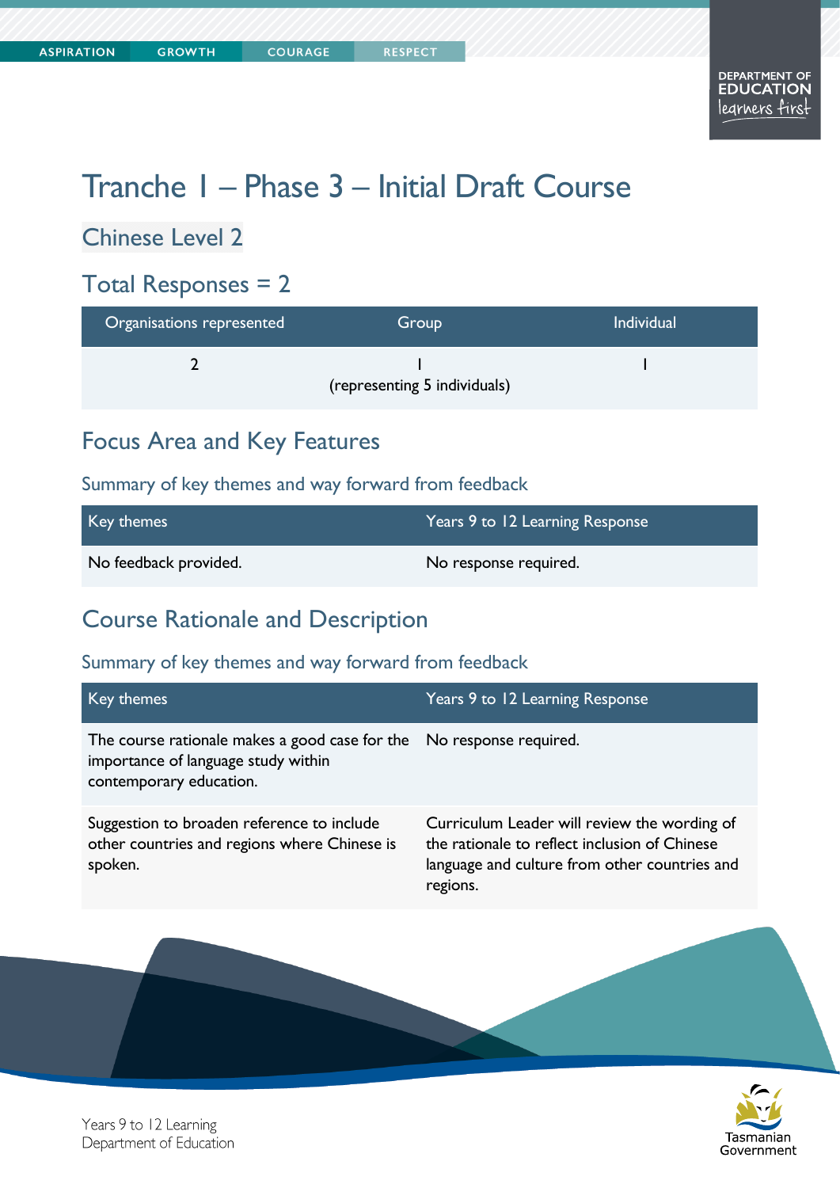# Tranche 1 – Phase 3 – Initial Draft Course

## Chinese Level 2

## Total Responses = 2

| Organisations represented | Group | Individual |
|---|---|---|
| 2 | 1 (representing 5 individuals) | 1 |

## Focus Area and Key Features

### Summary of key themes and way forward from feedback

| Key themes | Years 9 to 12 Learning Response |
|---|---|
| No feedback provided. | No response required. |

## Course Rationale and Description

### Summary of key themes and way forward from feedback

| Key themes | Years 9 to 12 Learning Response |
|---|---|
| The course rationale makes a good case for the importance of language study within contemporary education. | No response required. |
| Suggestion to broaden reference to include other countries and regions where Chinese is spoken. | Curriculum Leader will review the wording of the rationale to reflect inclusion of Chinese language and culture from other countries and regions. |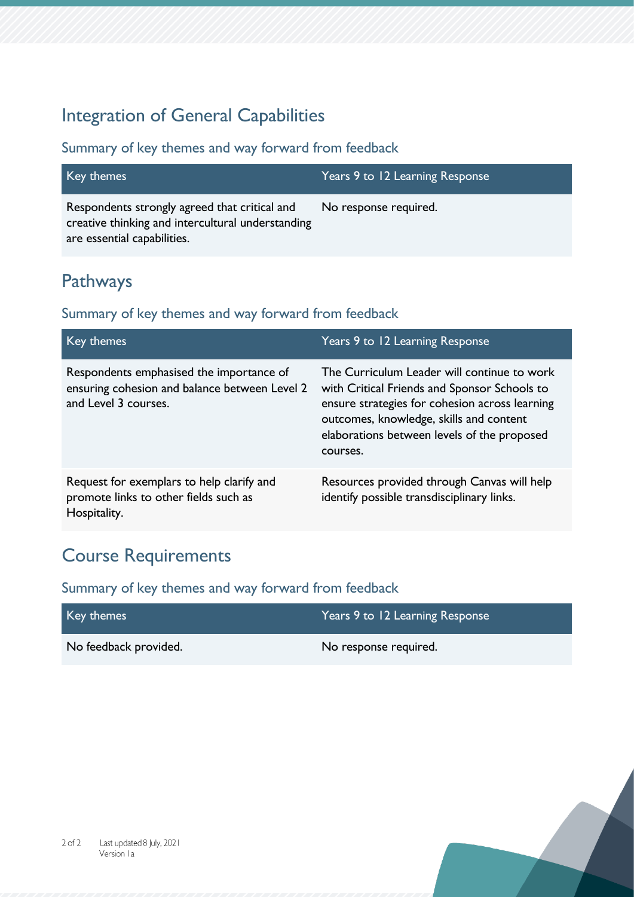## Integration of General Capabilities

### Summary of key themes and way forward from feedback

| Key themes | Years 9 to 12 Learning Response |
| --- | --- |
| Respondents strongly agreed that critical and creative thinking and intercultural understanding are essential capabilities. | No response required. |

## Pathways

### Summary of key themes and way forward from feedback

| Key themes | Years 9 to 12 Learning Response |
| --- | --- |
| Respondents emphasised the importance of ensuring cohesion and balance between Level 2 and Level 3 courses. | The Curriculum Leader will continue to work with Critical Friends and Sponsor Schools to ensure strategies for cohesion across learning outcomes, knowledge, skills and content elaborations between levels of the proposed courses. |
| Request for exemplars to help clarify and promote links to other fields such as Hospitality. | Resources provided through Canvas will help identify possible transdisciplinary links. |

## Course Requirements

### Summary of key themes and way forward from feedback

| Key themes | Years 9 to 12 Learning Response |
| --- | --- |
| No feedback provided. | No response required. |

Last updated 8 July, 2021
Version 1a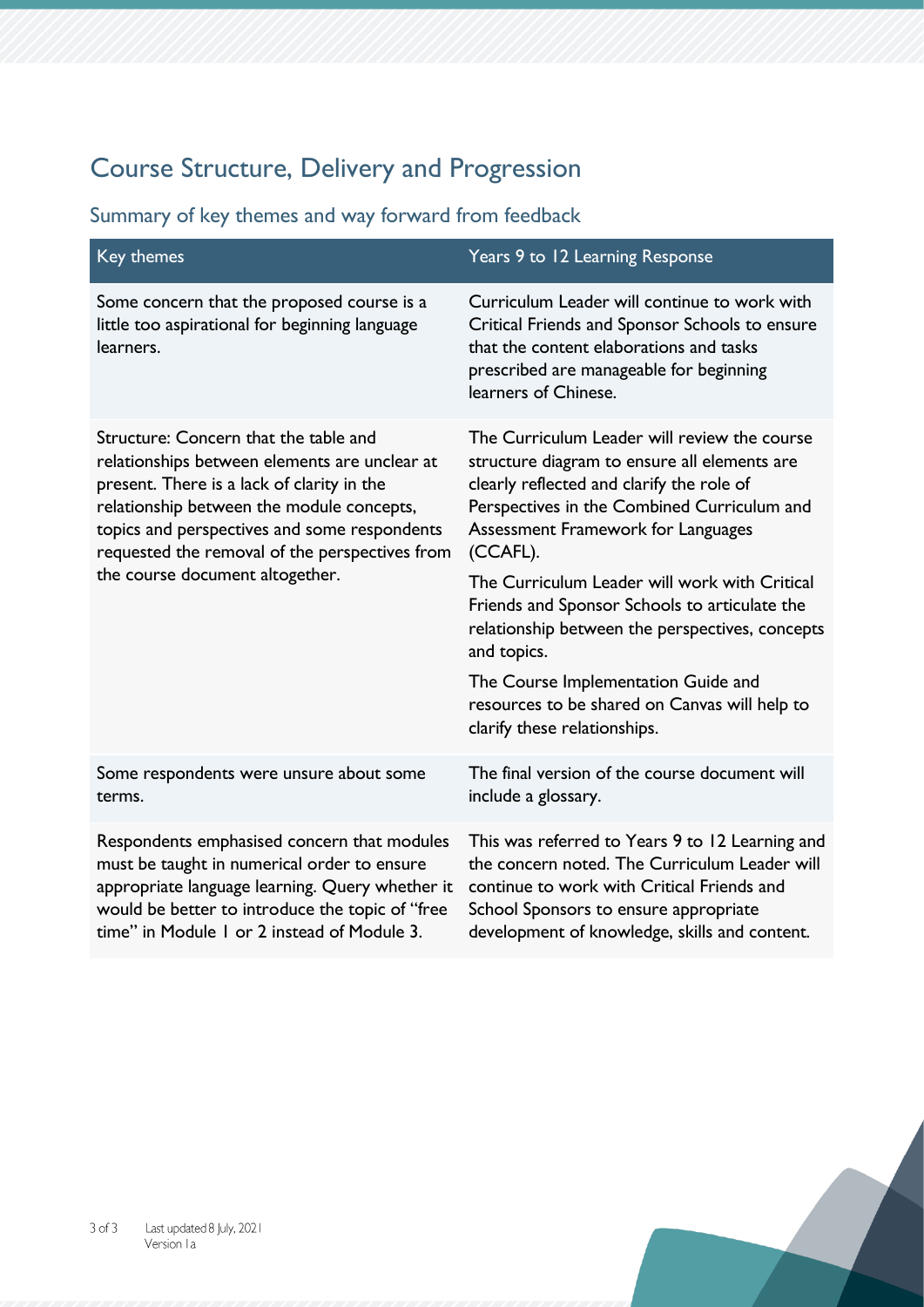## Course Structure, Delivery and Progression

### Summary of key themes and way forward from feedback

| Key themes | Years 9 to 12 Learning Response |
| --- | --- |
| Some concern that the proposed course is a little too aspirational for beginning language learners. | Curriculum Leader will continue to work with Critical Friends and Sponsor Schools to ensure that the content elaborations and tasks prescribed are manageable for beginning learners of Chinese. |
| Structure: Concern that the table and relationships between elements are unclear at present. There is a lack of clarity in the relationship between the module concepts, topics and perspectives and some respondents requested the removal of the perspectives from the course document altogether. | The Curriculum Leader will review the course structure diagram to ensure all elements are clearly reflected and clarify the role of Perspectives in the Combined Curriculum and Assessment Framework for Languages (CCAFL).<br><br>The Curriculum Leader will work with Critical Friends and Sponsor Schools to articulate the relationship between the perspectives, concepts and topics.<br><br>The Course Implementation Guide and resources to be shared on Canvas will help to clarify these relationships. |
| Some respondents were unsure about some terms. | The final version of the course document will include a glossary. |
| Respondents emphasised concern that modules must be taught in numerical order to ensure appropriate language learning. Query whether it would be better to introduce the topic of "free time" in Module 1 or 2 instead of Module 3. | This was referred to Years 9 to 12 Learning and the concern noted. The Curriculum Leader will continue to work with Critical Friends and School Sponsors to ensure appropriate development of knowledge, skills and content. |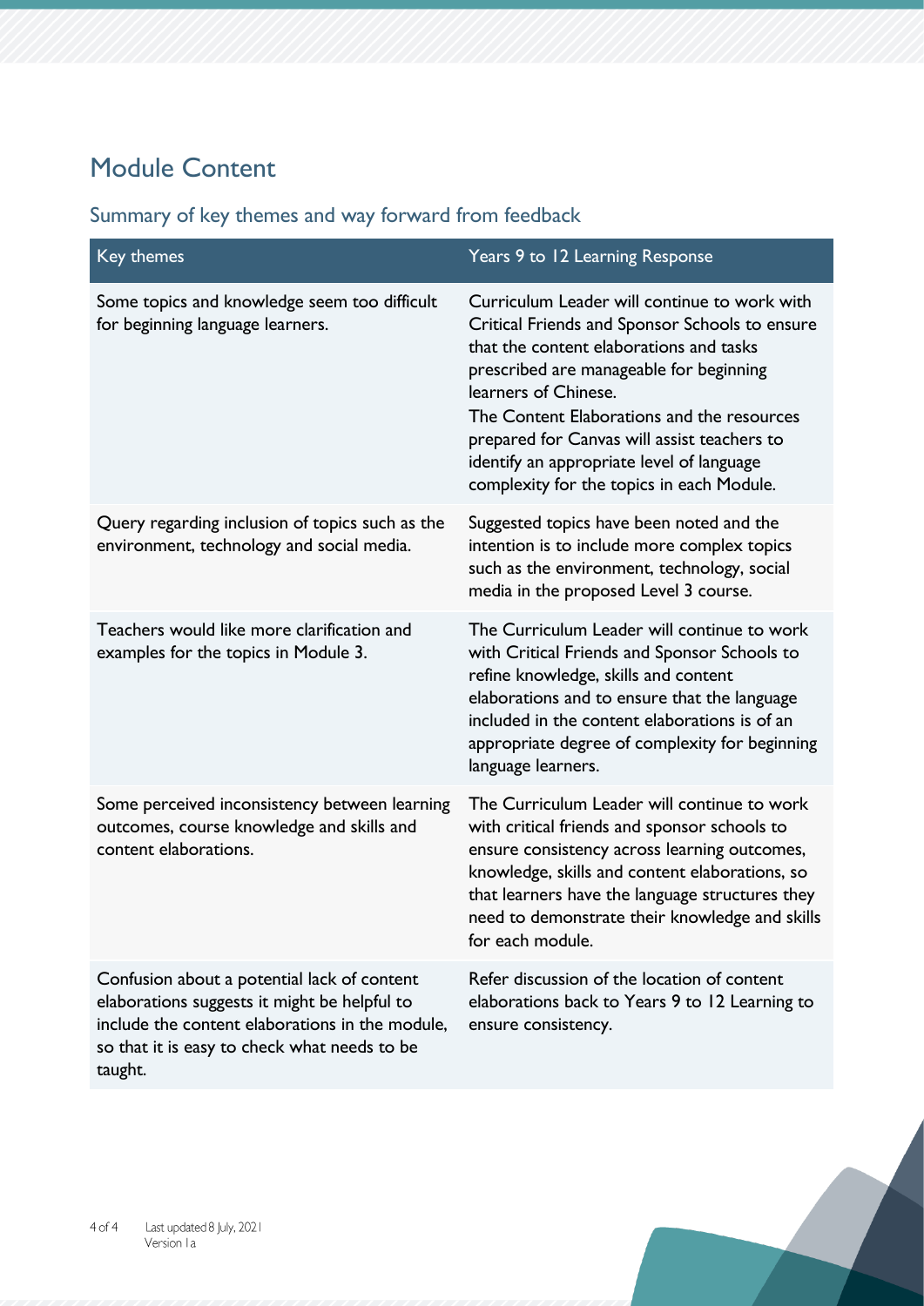## Module Content

### Summary of key themes and way forward from feedback

| Key themes | Years 9 to 12 Learning Response |
|---|---|
| Some topics and knowledge seem too difficult for beginning language learners. | Curriculum Leader will continue to work with Critical Friends and Sponsor Schools to ensure that the content elaborations and tasks prescribed are manageable for beginning learners of Chinese.<br>The Content Elaborations and the resources prepared for Canvas will assist teachers to identify an appropriate level of language complexity for the topics in each Module. |
| Query regarding inclusion of topics such as the environment, technology and social media. | Suggested topics have been noted and the intention is to include more complex topics such as the environment, technology, social media in the proposed Level 3 course. |
| Teachers would like more clarification and examples for the topics in Module 3. | The Curriculum Leader will continue to work with Critical Friends and Sponsor Schools to refine knowledge, skills and content elaborations and to ensure that the language included in the content elaborations is of an appropriate degree of complexity for beginning language learners. |
| Some perceived inconsistency between learning outcomes, course knowledge and skills and content elaborations. | The Curriculum Leader will continue to work with critical friends and sponsor schools to ensure consistency across learning outcomes, knowledge, skills and content elaborations, so that learners have the language structures they need to demonstrate their knowledge and skills for each module. |
| Confusion about a potential lack of content elaborations suggests it might be helpful to include the content elaborations in the module, so that it is easy to check what needs to be taught. | Refer discussion of the location of content elaborations back to Years 9 to 12 Learning to ensure consistency. |

Last updated 8 July, 2021
Version 1a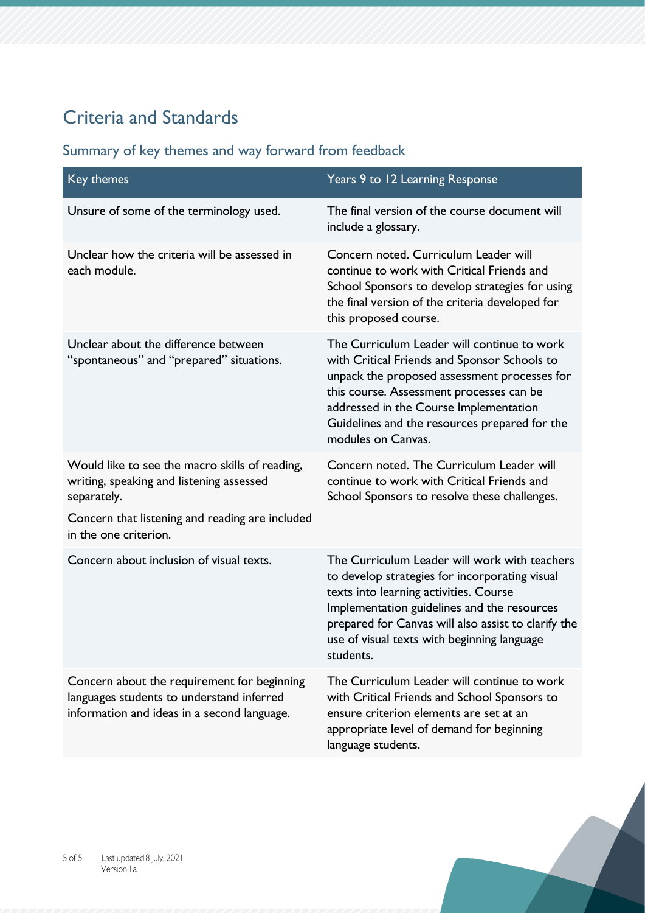## Criteria and Standards

### Summary of key themes and way forward from feedback

| Key themes | Years 9 to 12 Learning Response |
|---|---|
| Unsure of some of the terminology used. | The final version of the course document will include a glossary. |
| Unclear how the criteria will be assessed in each module. | Concern noted. Curriculum Leader will continue to work with Critical Friends and School Sponsors to develop strategies for using the final version of the criteria developed for this proposed course. |
| Unclear about the difference between "spontaneous" and "prepared" situations. | The Curriculum Leader will continue to work with Critical Friends and Sponsor Schools to unpack the proposed assessment processes for this course. Assessment processes can be addressed in the Course Implementation Guidelines and the resources prepared for the modules on Canvas. |
| Would like to see the macro skills of reading, writing, speaking and listening assessed separately.<br><br>Concern that listening and reading are included in the one criterion. | Concern noted. The Curriculum Leader will continue to work with Critical Friends and School Sponsors to resolve these challenges. |
| Concern about inclusion of visual texts. | The Curriculum Leader will work with teachers to develop strategies for incorporating visual texts into learning activities. Course Implementation guidelines and the resources prepared for Canvas will also assist to clarify the use of visual texts with beginning language students. |
| Concern about the requirement for beginning languages students to understand inferred information and ideas in a second language. | The Curriculum Leader will continue to work with Critical Friends and School Sponsors to ensure criterion elements are set at an appropriate level of demand for beginning language students. |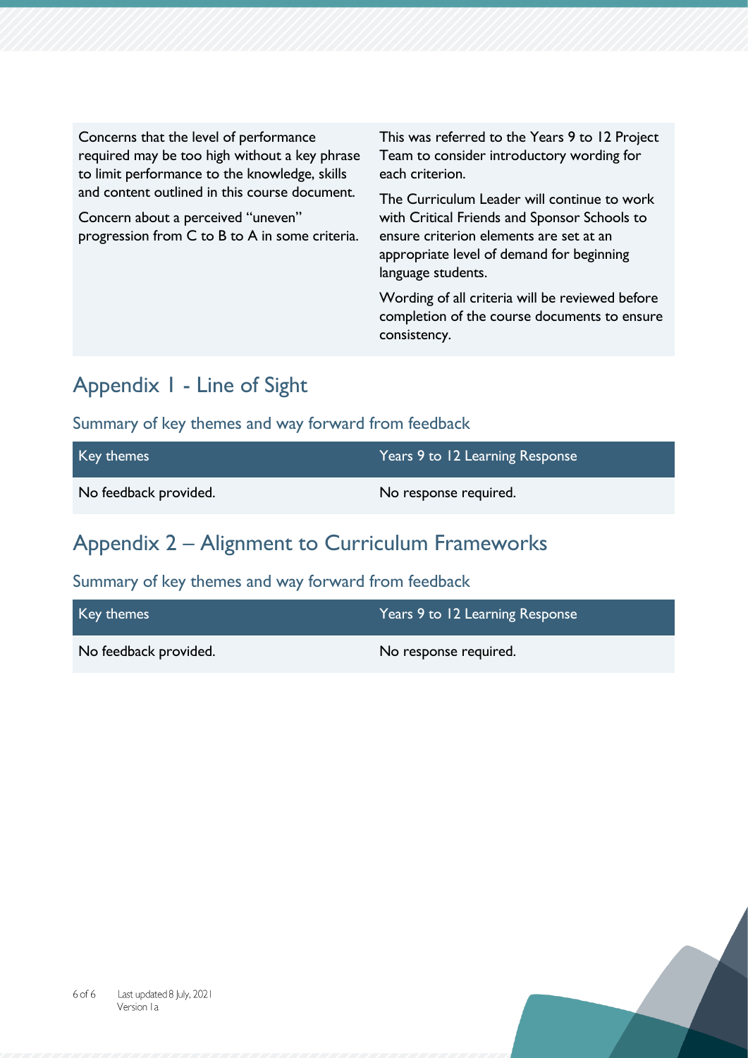| | |
|---|---|
| Concerns that the level of performance required may be too high without a key phrase to limit performance to the knowledge, skills and content outlined in this course document.<br><br>Concern about a perceived "uneven" progression from C to B to A in some criteria. | This was referred to the Years 9 to 12 Project Team to consider introductory wording for each criterion.<br><br>The Curriculum Leader will continue to work with Critical Friends and Sponsor Schools to ensure criterion elements are set at an appropriate level of demand for beginning language students.<br><br>Wording of all criteria will be reviewed before completion of the course documents to ensure consistency. |

## Appendix 1 - Line of Sight

### Summary of key themes and way forward from feedback

| Key themes | Years 9 to 12 Learning Response |
|---|---|
| No feedback provided. | No response required. |

## Appendix 2 – Alignment to Curriculum Frameworks

### Summary of key themes and way forward from feedback

| Key themes | Years 9 to 12 Learning Response |
|---|---|
| No feedback provided. | No response required. |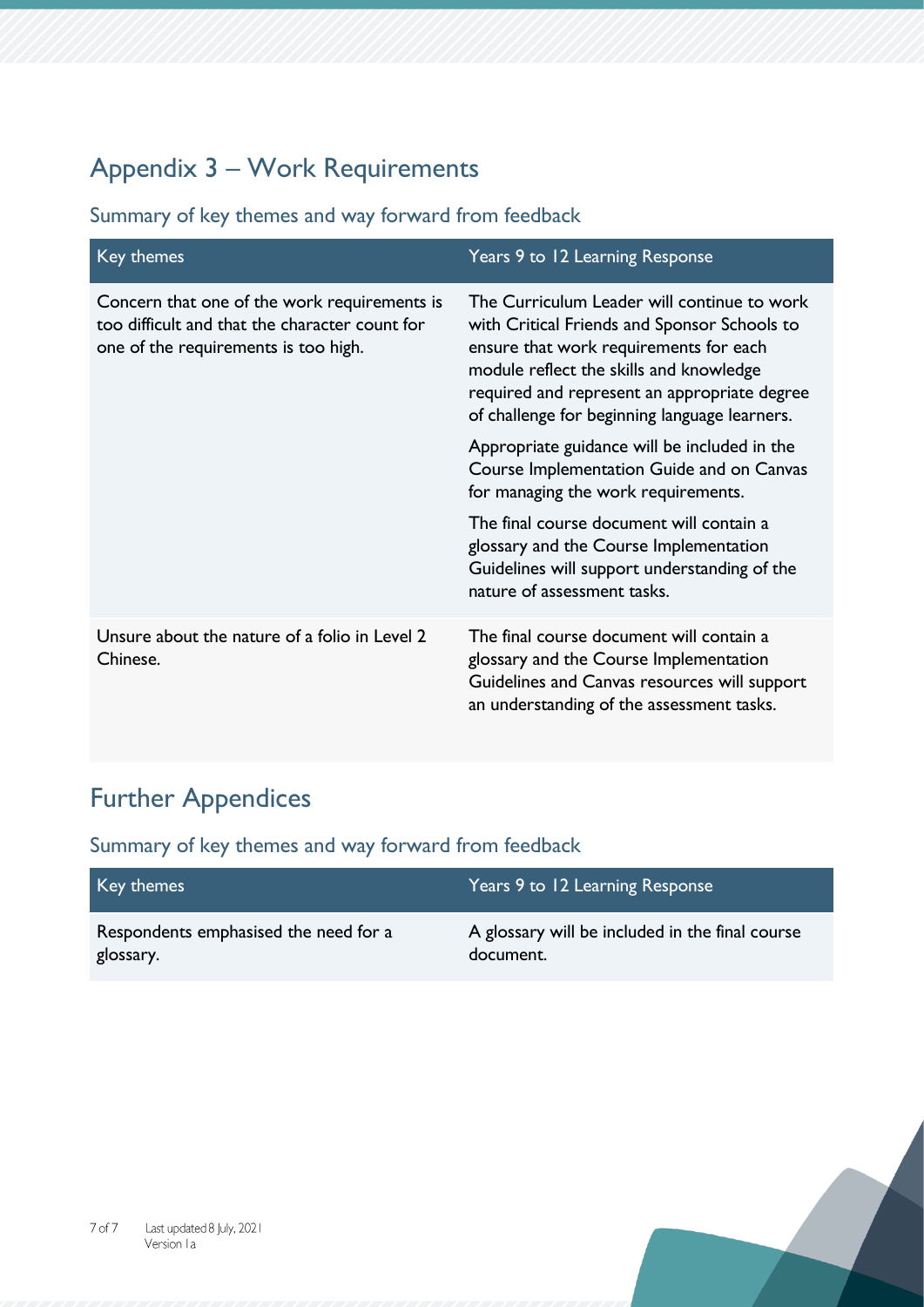## Appendix 3 – Work Requirements

### Summary of key themes and way forward from feedback

| Key themes | Years 9 to 12 Learning Response |
| --- | --- |
| Concern that one of the work requirements is too difficult and that the character count for one of the requirements is too high. | The Curriculum Leader will continue to work with Critical Friends and Sponsor Schools to ensure that work requirements for each module reflect the skills and knowledge required and represent an appropriate degree of challenge for beginning language learners.<br><br>Appropriate guidance will be included in the Course Implementation Guide and on Canvas for managing the work requirements.<br><br>The final course document will contain a glossary and the Course Implementation Guidelines will support understanding of the nature of assessment tasks. |
| Unsure about the nature of a folio in Level 2 Chinese. | The final course document will contain a glossary and the Course Implementation Guidelines and Canvas resources will support an understanding of the assessment tasks. |

## Further Appendices

### Summary of key themes and way forward from feedback

| Key themes | Years 9 to 12 Learning Response |
| --- | --- |
| Respondents emphasised the need for a glossary. | A glossary will be included in the final course document. |

Last updated 8 July, 2021
Version 1a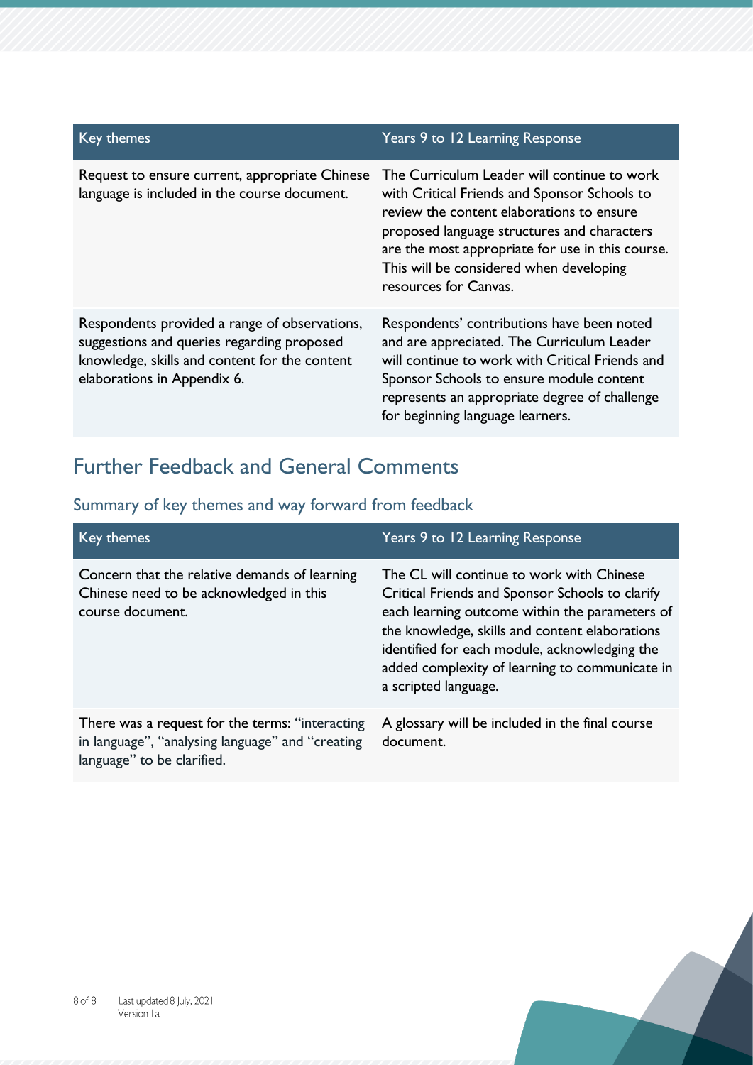| Key themes | Years 9 to 12 Learning Response |
|---|---|
| Request to ensure current, appropriate Chinese language is included in the course document. | The Curriculum Leader will continue to work with Critical Friends and Sponsor Schools to review the content elaborations to ensure proposed language structures and characters are the most appropriate for use in this course. This will be considered when developing resources for Canvas. |
| Respondents provided a range of observations, suggestions and queries regarding proposed knowledge, skills and content for the content elaborations in Appendix 6. | Respondents' contributions have been noted and are appreciated. The Curriculum Leader will continue to work with Critical Friends and Sponsor Schools to ensure module content represents an appropriate degree of challenge for beginning language learners. |

## Further Feedback and General Comments

### Summary of key themes and way forward from feedback

| Key themes | Years 9 to 12 Learning Response |
|---|---|
| Concern that the relative demands of learning Chinese need to be acknowledged in this course document. | The CL will continue to work with Chinese Critical Friends and Sponsor Schools to clarify each learning outcome within the parameters of the knowledge, skills and content elaborations identified for each module, acknowledging the added complexity of learning to communicate in a scripted language. |
| There was a request for the terms: "interacting in language", "analysing language" and "creating language" to be clarified. | A glossary will be included in the final course document. |